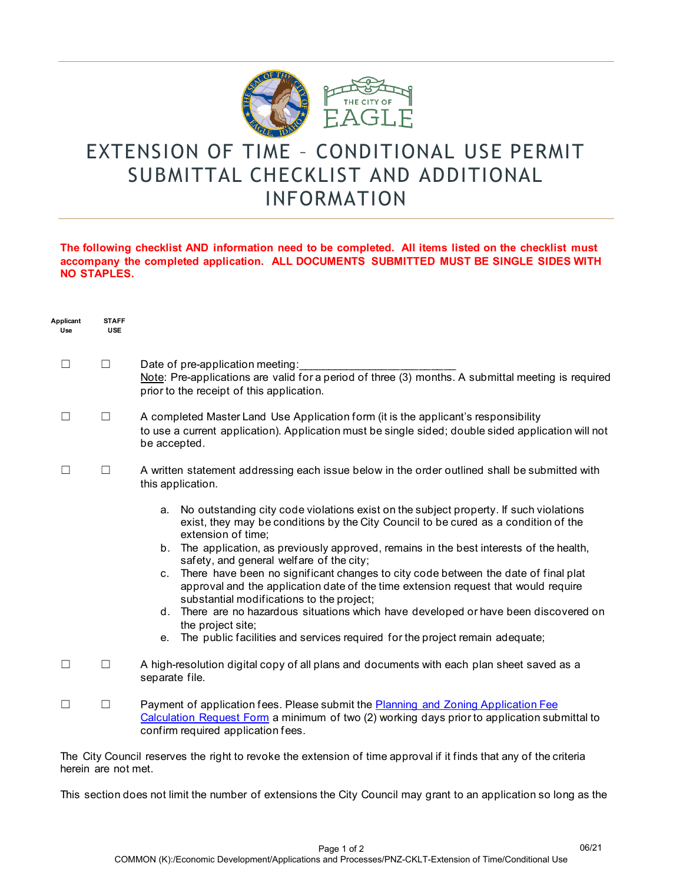# EXTENSION OF TIME – CONDITIONAL USE PERMIT SUBMITTAL CHECKLIST AND ADDITIONAL INFORMATION

**The following checklist AND information need to be completed. All items listed on the checklist must accompany the completed application. ALL DOCUMENTS SUBMITTED MUST BE SINGLE SIDES WITH NO STAPLES.**

| Applicant Use | STAFF USE | |
|---|---|---|
| ☐ | ☐ | Date of pre-application meeting:_________________________ <br> Note: Pre-applications are valid for a period of three (3) months. A submittal meeting is required prior to the receipt of this application. |
| ☐ | ☐ | A completed Master Land Use Application form (it is the applicant's responsibility to use a current application). Application must be single sided; double sided application will not be accepted. |
| ☐ | ☐ | A written statement addressing each issue below in the order outlined shall be submitted with this application. <br> a. No outstanding city code violations exist on the subject property. If such violations exist, they may be conditions by the City Council to be cured as a condition of the extension of time; <br> b. The application, as previously approved, remains in the best interests of the health, safety, and general welfare of the city; <br> c. There have been no significant changes to city code between the date of final plat approval and the application date of the time extension request that would require substantial modifications to the project; <br> d. There are no hazardous situations which have developed or have been discovered on the project site; <br> e. The public facilities and services required for the project remain adequate; |
| ☐ | ☐ | A high-resolution digital copy of all plans and documents with each plan sheet saved as a separate file. |
| ☐ | ☐ | Payment of application fees. Please submit the Planning and Zoning Application Fee Calculation Request Form a minimum of two (2) working days prior to application submittal to confirm required application fees. |

The City Council reserves the right to revoke the extension of time approval if it finds that any of the criteria herein are not met.

This section does not limit the number of extensions the City Council may grant to an application so long as the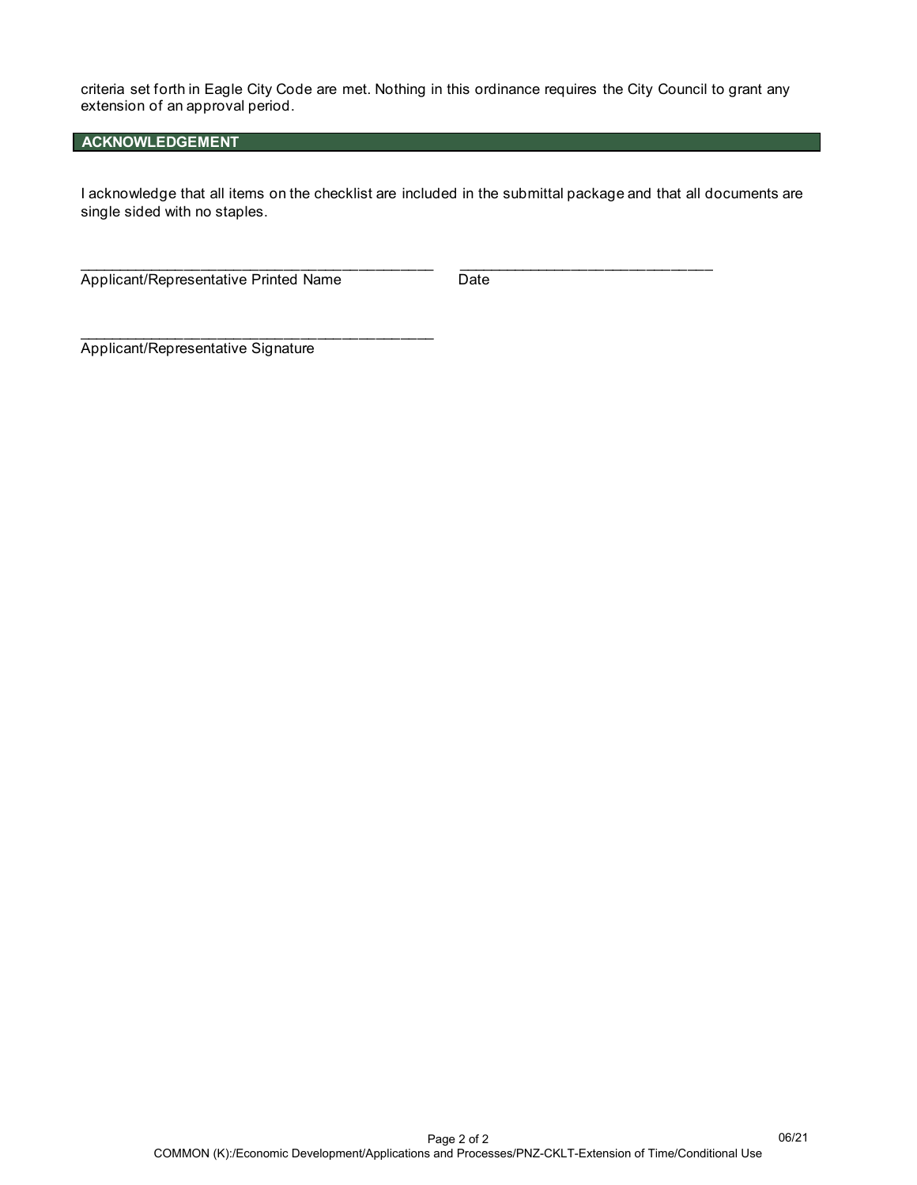criteria set forth in Eagle City Code are met. Nothing in this ordinance requires the City Council to grant any extension of an approval period.

## ACKNOWLEDGEMENT

I acknowledge that all items on the checklist are included in the submittal package and that all documents are single sided with no staples.

_____________________________________________ _______________________________
Applicant/Representative Printed Name Date

_____________________________________________
Applicant/Representative Signature